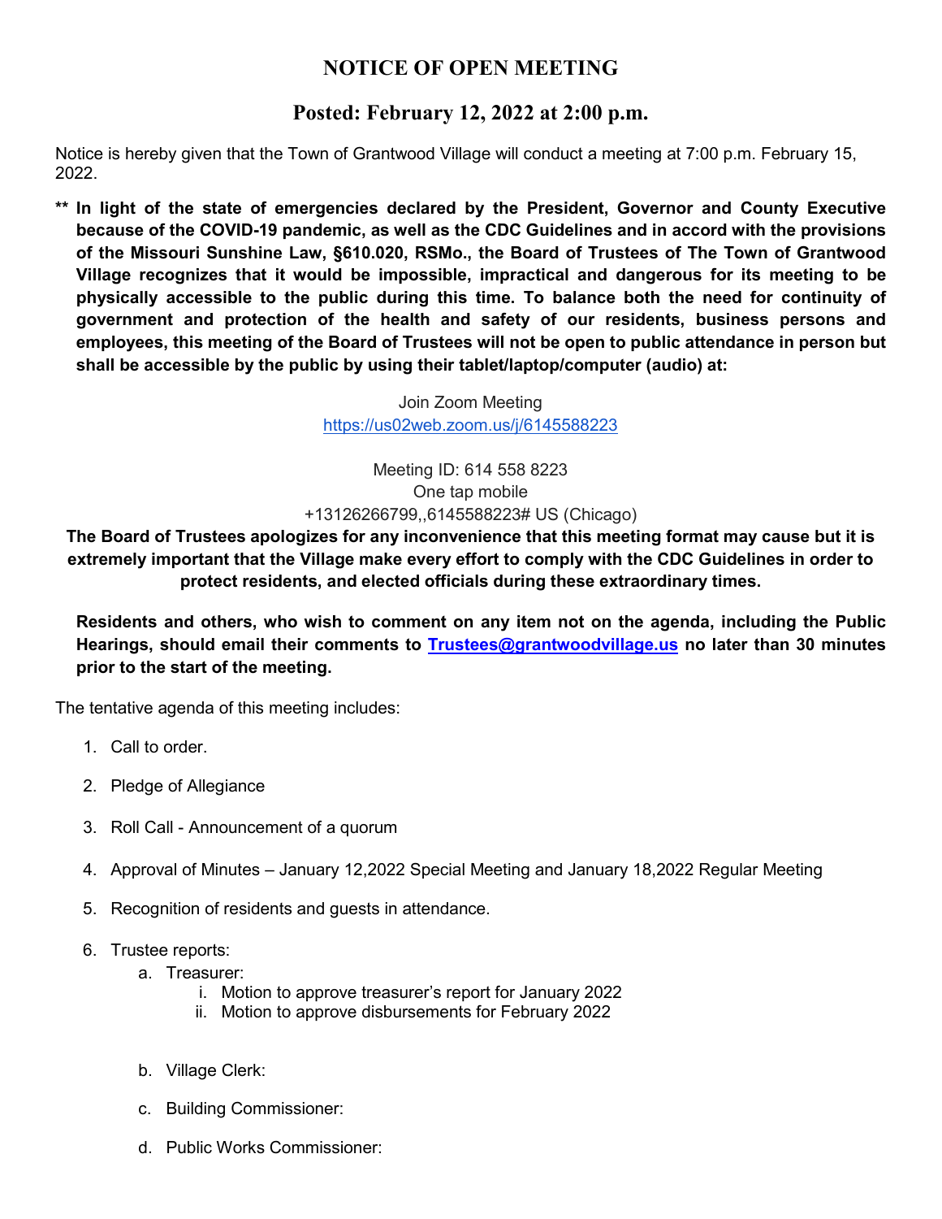# NOTICE OF OPEN MEETING

## Posted: February 12, 2022 at 2:00 p.m.

Notice is hereby given that the Town of Grantwood Village will conduct a meeting at 7:00 p.m. February 15, 2022.

**** In light of the state of emergencies declared by the President, Governor and County Executive because of the COVID-19 pandemic, as well as the CDC Guidelines and in accord with the provisions of the Missouri Sunshine Law, §610.020, RSMo., the Board of Trustees of The Town of Grantwood Village recognizes that it would be impossible, impractical and dangerous for its meeting to be physically accessible to the public during this time. To balance both the need for continuity of government and protection of the health and safety of our residents, business persons and employees, this meeting of the Board of Trustees will not be open to public attendance in person but shall be accessible by the public by using their tablet/laptop/computer (audio) at:**

Join Zoom Meeting
https://us02web.zoom.us/j/6145588223

Meeting ID: 614 558 8223
One tap mobile
+13126266799,,6145588223# US (Chicago)

**The Board of Trustees apologizes for any inconvenience that this meeting format may cause but it is extremely important that the Village make every effort to comply with the CDC Guidelines in order to protect residents, and elected officials during these extraordinary times.**

**Residents and others, who wish to comment on any item not on the agenda, including the Public Hearings, should email their comments to Trustees@grantwoodvillage.us no later than 30 minutes prior to the start of the meeting.**

The tentative agenda of this meeting includes:

1. Call to order.
2. Pledge of Allegiance
3. Roll Call - Announcement of a quorum
4. Approval of Minutes – January 12,2022 Special Meeting and January 18,2022 Regular Meeting
5. Recognition of residents and guests in attendance.
6. Trustee reports:
   a. Treasurer:
      i. Motion to approve treasurer's report for January 2022
      ii. Motion to approve disbursements for February 2022

   b. Village Clerk:

   c. Building Commissioner:

   d. Public Works Commissioner: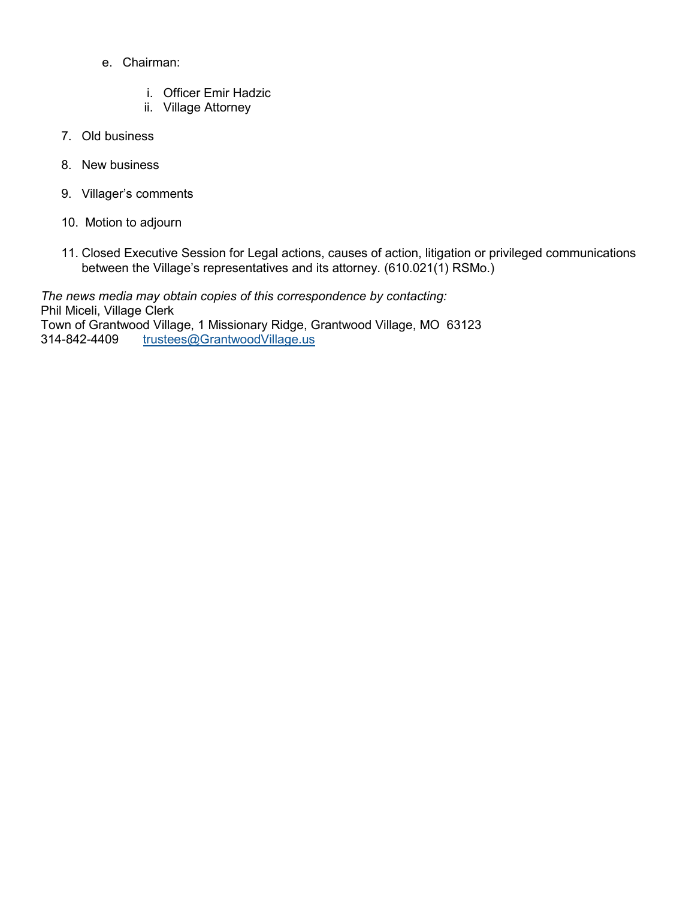e. Chairman:

      i. Officer Emir Hadzic
      ii. Village Attorney

7. Old business

8. New business

9. Villager's comments

10. Motion to adjourn

11. Closed Executive Session for Legal actions, causes of action, litigation or privileged communications between the Village's representatives and its attorney. (610.021(1) RSMo.)

*The news media may obtain copies of this correspondence by contacting:*
Phil Miceli, Village Clerk
Town of Grantwood Village, 1 Missionary Ridge, Grantwood Village, MO 63123
314-842-4409 trustees@GrantwoodVillage.us